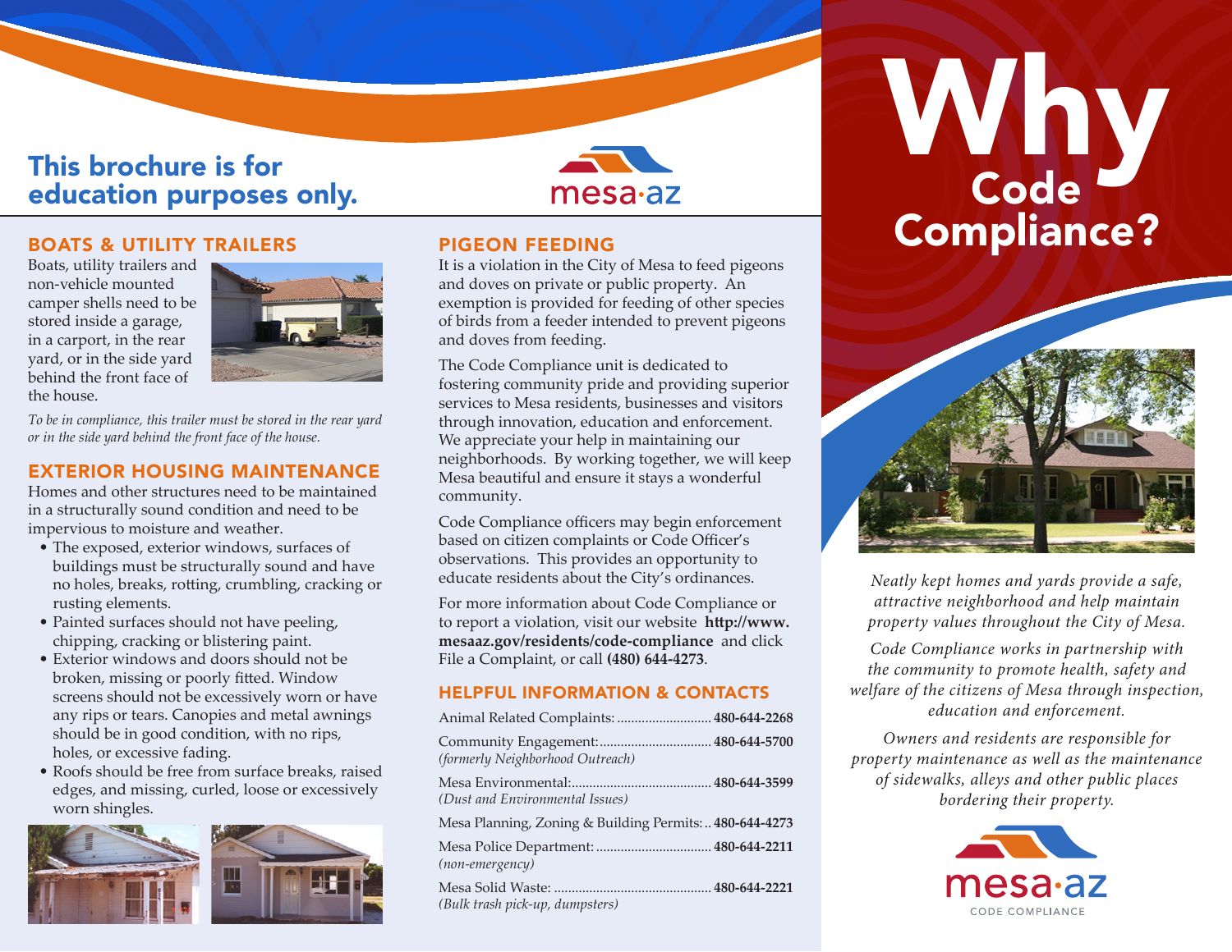# This brochure is for education purposes only.

mesa·az

## BOATS & UTILITY TRAILERS

Boats, utility trailers and non-vehicle mounted camper shells need to be stored inside a garage, in a carport, in the rear yard, or in the side yard behind the front face of the house.

*To be in compliance, this trailer must be stored in the rear yard or in the side yard behind the front face of the house.*

## EXTERIOR HOUSING MAINTENANCE

Homes and other structures need to be maintained in a structurally sound condition and need to be impervious to moisture and weather.

- The exposed, exterior windows, surfaces of buildings must be structurally sound and have no holes, breaks, rotting, crumbling, cracking or rusting elements.
- Painted surfaces should not have peeling, chipping, cracking or blistering paint.
- Exterior windows and doors should not be broken, missing or poorly fitted. Window screens should not be excessively worn or have any rips or tears. Canopies and metal awnings should be in good condition, with no rips, holes, or excessive fading.
- Roofs should be free from surface breaks, raised edges, and missing, curled, loose or excessively worn shingles.

## PIGEON FEEDING

It is a violation in the City of Mesa to feed pigeons and doves on private or public property. An exemption is provided for feeding of other species of birds from a feeder intended to prevent pigeons and doves from feeding.

The Code Compliance unit is dedicated to fostering community pride and providing superior services to Mesa residents, businesses and visitors through innovation, education and enforcement. We appreciate your help in maintaining our neighborhoods. By working together, we will keep Mesa beautiful and ensure it stays a wonderful community.

Code Compliance officers may begin enforcement based on citizen complaints or Code Officer's observations. This provides an opportunity to educate residents about the City's ordinances.

For more information about Code Compliance or to report a violation, visit our website **http://www.mesaaz.gov/residents/code-compliance** and click File a Complaint, or call **(480) 644-4273**.

## HELPFUL INFORMATION & CONTACTS

| Contact | Phone |
|---|---|
| Animal Related Complaints: | **480-644-2268** |
| Community Engagement: *(formerly Neighborhood Outreach)* | **480-644-5700** |
| Mesa Environmental: *(Dust and Environmental Issues)* | **480-644-3599** |
| Mesa Planning, Zoning & Building Permits: | **480-644-4273** |
| Mesa Police Department: *(non-emergency)* | **480-644-2211** |
| Mesa Solid Waste: *(Bulk trash pick-up, dumpsters)* | **480-644-2221** |

# Why Code Compliance?

*Neatly kept homes and yards provide a safe, attractive neighborhood and help maintain property values throughout the City of Mesa.*

*Code Compliance works in partnership with the community to promote health, safety and welfare of the citizens of Mesa through inspection, education and enforcement.*

*Owners and residents are responsible for property maintenance as well as the maintenance of sidewalks, alleys and other public places bordering their property.*

mesa·az
CODE COMPLIANCE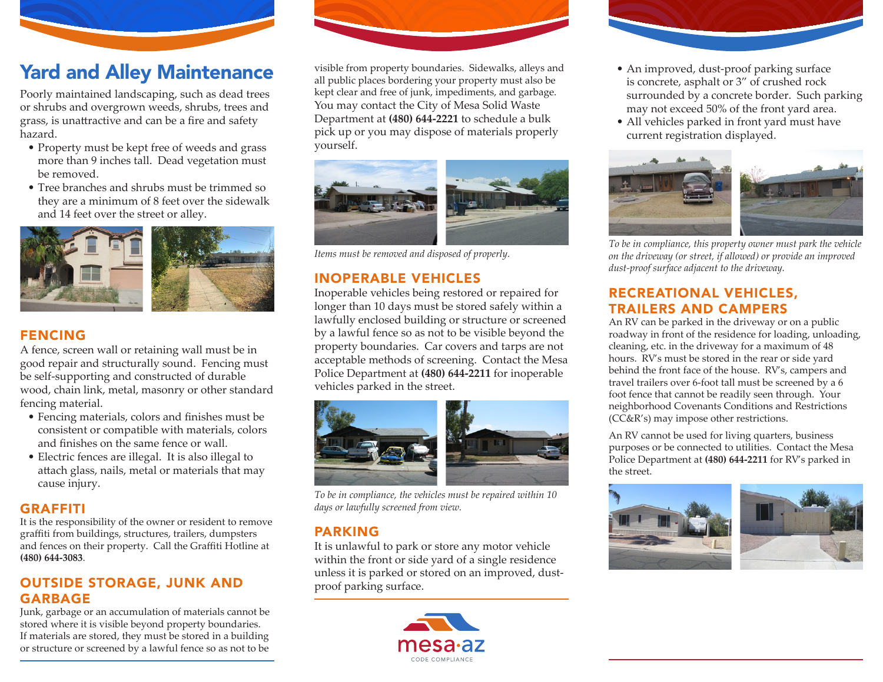# Yard and Alley Maintenance

Poorly maintained landscaping, such as dead trees or shrubs and overgrown weeds, shrubs, trees and grass, is unattractive and can be a fire and safety hazard.

- Property must be kept free of weeds and grass more than 9 inches tall. Dead vegetation must be removed.
- Tree branches and shrubs must be trimmed so they are a minimum of 8 feet over the sidewalk and 14 feet over the street or alley.

## FENCING

A fence, screen wall or retaining wall must be in good repair and structurally sound. Fencing must be self-supporting and constructed of durable wood, chain link, metal, masonry or other standard fencing material.

- Fencing materials, colors and finishes must be consistent or compatible with materials, colors and finishes on the same fence or wall.
- Electric fences are illegal. It is also illegal to attach glass, nails, metal or materials that may cause injury.

## GRAFFITI

It is the responsibility of the owner or resident to remove graffiti from buildings, structures, trailers, dumpsters and fences on their property. Call the Graffiti Hotline at **(480) 644-3083**.

## OUTSIDE STORAGE, JUNK AND GARBAGE

Junk, garbage or an accumulation of materials cannot be stored where it is visible beyond property boundaries. If materials are stored, they must be stored in a building or structure or screened by a lawful fence so as not to be visible from property boundaries. Sidewalks, alleys and all public places bordering your property must also be kept clear and free of junk, impediments, and garbage. You may contact the City of Mesa Solid Waste Department at **(480) 644-2221** to schedule a bulk pick up or you may dispose of materials properly yourself.

*Items must be removed and disposed of properly.*

## INOPERABLE VEHICLES

Inoperable vehicles being restored or repaired for longer than 10 days must be stored safely within a lawfully enclosed building or structure or screened by a lawful fence so as not to be visible beyond the property boundaries. Car covers and tarps are not acceptable methods of screening. Contact the Mesa Police Department at **(480) 644-2211** for inoperable vehicles parked in the street.

*To be in compliance, the vehicles must be repaired within 10 days or lawfully screened from view.*

## PARKING

It is unlawful to park or store any motor vehicle within the front or side yard of a single residence unless it is parked or stored on an improved, dust-proof parking surface.

- An improved, dust-proof parking surface is concrete, asphalt or 3" of crushed rock surrounded by a concrete border. Such parking may not exceed 50% of the front yard area.
- All vehicles parked in front yard must have current registration displayed.

*To be in compliance, this property owner must park the vehicle on the driveway (or street, if allowed) or provide an improved dust-proof surface adjacent to the driveway.*

## RECREATIONAL VEHICLES, TRAILERS AND CAMPERS

An RV can be parked in the driveway or on a public roadway in front of the residence for loading, unloading, cleaning, etc. in the driveway for a maximum of 48 hours. RV's must be stored in the rear or side yard behind the front face of the house. RV's, campers and travel trailers over 6-foot tall must be screened by a 6 foot fence that cannot be readily seen through. Your neighborhood Covenants Conditions and Restrictions (CC&R's) may impose other restrictions.

An RV cannot be used for living quarters, business purposes or be connected to utilities. Contact the Mesa Police Department at **(480) 644-2211** for RV's parked in the street.

mesa·az
CODE COMPLIANCE